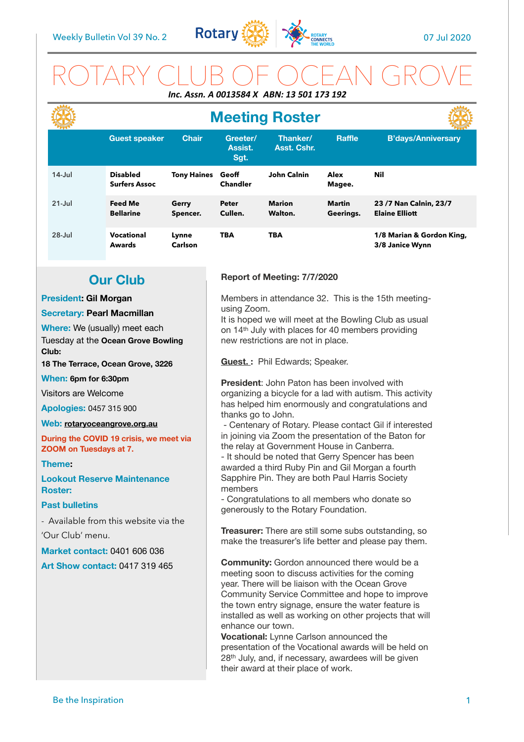Weekly Bulletin Vol 39 No. 2 — 07 Jul 2020

# ROTARY CLUB OF OCEAN GROVE

***Inc. Assn. A 0013584 X ABN: 13 501 173 192***

## Meeting Roster

| | Guest speaker | Chair | Greeter/ Assist. Sgt. | Thanker/ Asst. Cshr. | Raffle | B'days/Anniversary |
|---|---|---|---|---|---|---|
| 14-Jul | **Disabled Surfers Assoc** | **Tony Haines** | **Geoff Chandler** | **John Calnin** | **Alex Magee.** | **Nil** |
| 21-Jul | **Feed Me Bellarine** | **Gerry Spencer.** | **Peter Cullen.** | **Marion Walton.** | **Martin Geerings.** | **23 /7 Nan Calnin, 23/7 Elaine Elliott** |
| 28-Jul | **Vocational Awards** | **Lynne Carlson** | **TBA** | **TBA** | | **1/8 Marian & Gordon King, 3/8 Janice Wynn** |

## Our Club

**President:** **Gil Morgan**

**Secretary:** **Pearl Macmillan**

**Where:** We (usually) meet each Tuesday at the **Ocean Grove Bowling Club:**

**18 The Terrace, Ocean Grove, 3226**

**When:** **6pm for 6:30pm**

Visitors are Welcome

**Apologies:** 0457 315 900

**Web:** **rotaryoceangrove.org.au**

**During the COVID 19 crisis, we meet via ZOOM on Tuesdays at 7.**

**Theme:**

**Lookout Reserve Maintenance Roster:**

**Past bulletins**

- Available from this website via the 'Our Club' menu.

**Market contact:** 0401 606 036

**Art Show contact:** 0417 319 465

**Report of Meeting: 7/7/2020**

Members in attendance 32. This is the 15th meeting-using Zoom.
It is hoped we will meet at the Bowling Club as usual on 14th July with places for 40 members providing new restrictions are not in place.

**Guest. :** Phil Edwards; Speaker.

**President**: John Paton has been involved with organizing a bicycle for a lad with autism. This activity has helped him enormously and congratulations and thanks go to John.
- Centenary of Rotary. Please contact Gil if interested in joining via Zoom the presentation of the Baton for the relay at Government House in Canberra.
- It should be noted that Gerry Spencer has been awarded a third Ruby Pin and Gil Morgan a fourth Sapphire Pin. They are both Paul Harris Society members
- Congratulations to all members who donate so generously to the Rotary Foundation.

**Treasurer:** There are still some subs outstanding, so make the treasurer's life better and please pay them.

**Community:** Gordon announced there would be a meeting soon to discuss activities for the coming year. There will be liaison with the Ocean Grove Community Service Committee and hope to improve the town entry signage, ensure the water feature is installed as well as working on other projects that will enhance our town.

**Vocational:** Lynne Carlson announced the presentation of the Vocational awards will be held on 28th July, and, if necessary, awardees will be given their award at their place of work.

Be the Inspiration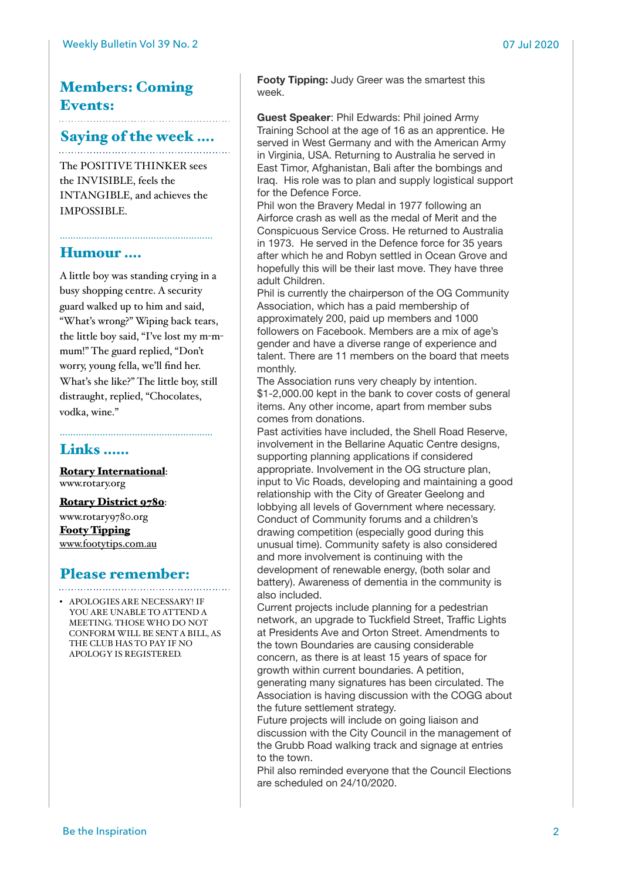## Members: Coming Events:

## Saying of the week ....

The POSITIVE THINKER sees the INVISIBLE, feels the INTANGIBLE, and achieves the IMPOSSIBLE.

## Humour ....

A little boy was standing crying in a busy shopping centre. A security guard walked up to him and said, "What's wrong?" Wiping back tears, the little boy said, "I've lost my m-m-mum!" The guard replied, "Don't worry, young fella, we'll find her. What's she like?" The little boy, still distraught, replied, "Chocolates, vodka, wine."

## Links ......

**Rotary International**: www.rotary.org

**Rotary District 9780**: www.rotary9780.org

**Footy Tipping** www.footytips.com.au

## Please remember:

- APOLOGIES ARE NECESSARY! IF YOU ARE UNABLE TO ATTEND A MEETING. THOSE WHO DO NOT CONFORM WILL BE SENT A BILL, AS THE CLUB HAS TO PAY IF NO APOLOGY IS REGISTERED.

**Footy Tipping:** Judy Greer was the smartest this week.

**Guest Speaker**: Phil Edwards: Phil joined Army Training School at the age of 16 as an apprentice. He served in West Germany and with the American Army in Virginia, USA. Returning to Australia he served in East Timor, Afghanistan, Bali after the bombings and Iraq. His role was to plan and supply logistical support for the Defence Force.

Phil won the Bravery Medal in 1977 following an Airforce crash as well as the medal of Merit and the Conspicuous Service Cross. He returned to Australia in 1973. He served in the Defence force for 35 years after which he and Robyn settled in Ocean Grove and hopefully this will be their last move. They have three adult Children.

Phil is currently the chairperson of the OG Community Association, which has a paid membership of approximately 200, paid up members and 1000 followers on Facebook. Members are a mix of age's gender and have a diverse range of experience and talent. There are 11 members on the board that meets monthly.

The Association runs very cheaply by intention. $1-2,000.00 kept in the bank to cover costs of general items. Any other income, apart from member subs comes from donations.

Past activities have included, the Shell Road Reserve, involvement in the Bellarine Aquatic Centre designs, supporting planning applications if considered appropriate. Involvement in the OG structure plan, input to Vic Roads, developing and maintaining a good relationship with the City of Greater Geelong and lobbying all levels of Government where necessary. Conduct of Community forums and a children's drawing competition (especially good during this unusual time). Community safety is also considered and more involvement is continuing with the development of renewable energy, (both solar and battery). Awareness of dementia in the community is also included.

Current projects include planning for a pedestrian network, an upgrade to Tuckfield Street, Traffic Lights at Presidents Ave and Orton Street. Amendments to the town Boundaries are causing considerable concern, as there is at least 15 years of space for growth within current boundaries. A petition, generating many signatures has been circulated. The Association is having discussion with the COGG about the future settlement strategy.

Future projects will include on going liaison and discussion with the City Council in the management of the Grubb Road walking track and signage at entries to the town.

Phil also reminded everyone that the Council Elections are scheduled on 24/10/2020.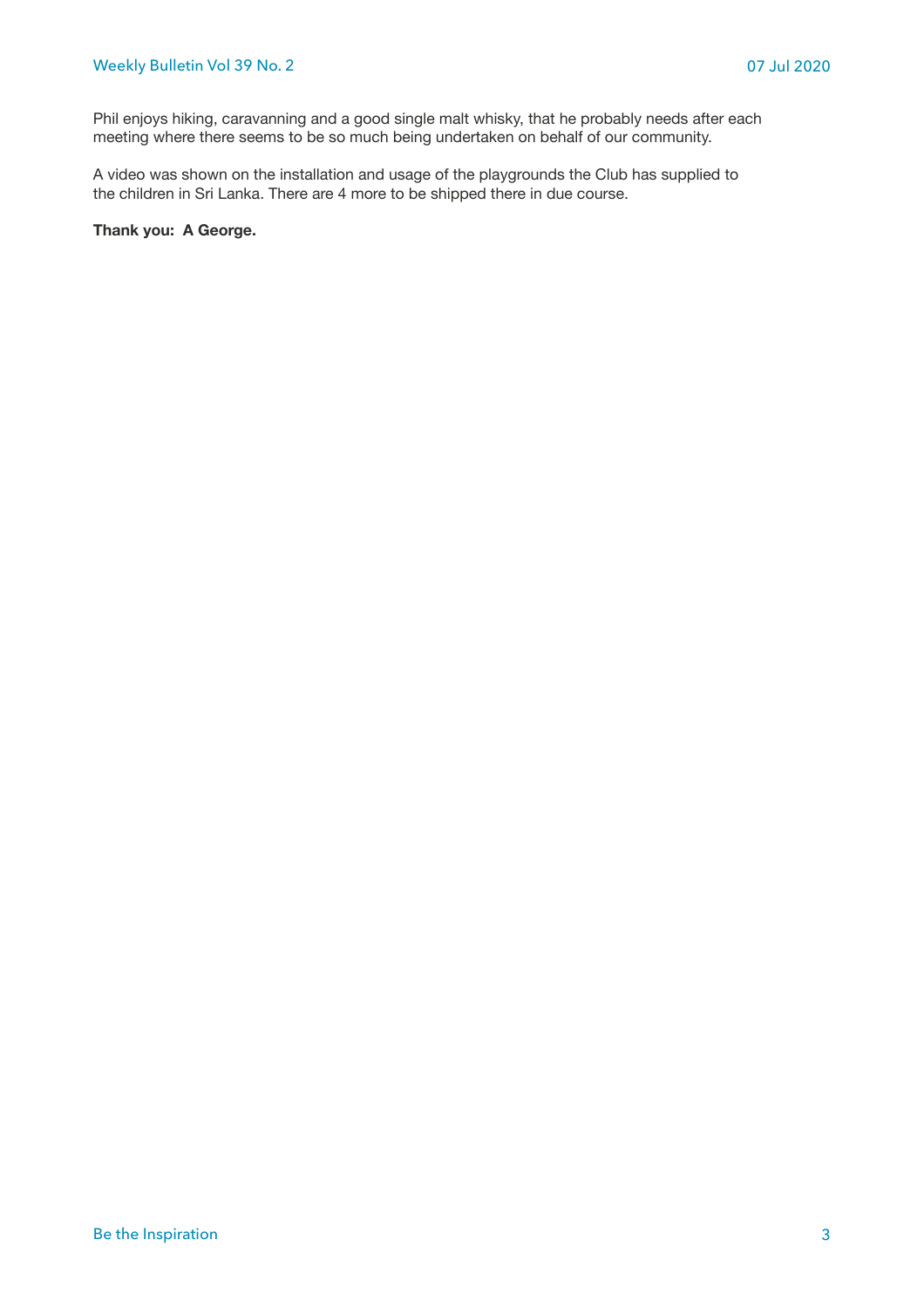Phil enjoys hiking, caravanning and a good single malt whisky, that he probably needs after each meeting where there seems to be so much being undertaken on behalf of our community.

A video was shown on the installation and usage of the playgrounds the Club has supplied to the children in Sri Lanka. There are 4 more to be shipped there in due course.

**Thank you:  A George.**